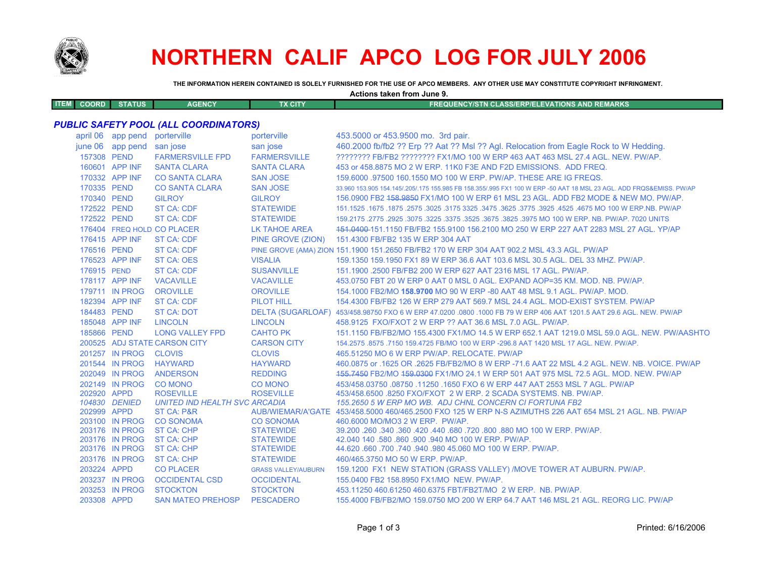# NORTHERN CALIF APCO LOG FOR JULY 2006

**THE INFORMATION HEREIN CONTAINED IS SOLELY FURNISHED FOR THE USE OF APCO MEMBERS. ANY OTHER USE MAY CONSTITUTE COPYRIGHT INFRINGMENT.**

**Actions taken from June 9.**

## *PUBLIC SAFETY POOL (ALL COORDINATORS)*

| ITEM COORD | STATUS | AGENCY | TX CITY | FREQUENCY/STN CLASS/ERP/ELEVATIONS AND REMARKS |
|---|---|---|---|---|
| april 06 | app pend | porterville | porterville | 453.5000 or 453.9500 mo. 3rd pair. |
| june 06 | app pend | san jose | san jose | 460.2000 fb/fb2 ?? Erp ?? Aat ?? Msl ?? Agl. Relocation from Eagle Rock to W Hedding. |
| 157308 | PEND | FARMERSVILLE FPD | FARMERSVILLE | ???????? FB/FB2 ???????? FX1/MO 100 W ERP 463 AAT 463 MSL 27.4 AGL. NEW. PW/AP. |
| 160601 | APP INF | SANTA CLARA | SANTA CLARA | 453 or 458.8875 MO 2 W ERP. 11K0 F3E AND F2D EMISSIONS. ADD FREQ. |
| 170332 | APP INF | CO SANTA CLARA | SAN JOSE | 159.6000 .97500 160.1550 MO 100 W ERP. PW/AP. THESE ARE IG FREQS. |
| 170335 | PEND | CO SANTA CLARA | SAN JOSE | 33.960 153.905 154.145/.205/.175 155.985 FB 158.355/.995 FX1 100 W ERP -50 AAT 18 MSL 23 AGL. ADD FRQS&EMISS. PW/AP |
| 170340 | PEND | GILROY | GILROY | 156.0900 FB2 ~~158.9850~~ FX1/MO 100 W ERP 61 MSL 23 AGL. ADD FB2 MODE & NEW MO. PW/AP. |
| 172522 | PEND | ST CA: CDF | STATEWIDE | 151.1525 .1675 .1875 .2575 .3025 .3175 3325 .3475 .3625 .3775 .3925 .4525 .4675 MO 100 W ERP.NB. PW/AP |
| 172522 | PEND | ST CA: CDF | STATEWIDE | 159.2175 .2775 .2925 .3075 .3225 .3375 .3525 .3675 .3825 .3975 MO 100 W ERP. NB. PW/AP. 7020 UNITS |
| 176404 | FREQ HOLD | CO PLACER | LK TAHOE AREA | ~~151.0400~~ 151.1150 FB/FB2 155.9100 156.2100 MO 250 W ERP 227 AAT 2283 MSL 27 AGL. YP/AP |
| 176415 | APP INF | ST CA: CDF | PINE GROVE (ZION) | 151.4300 FB/FB2 135 W ERP 304 AAT |
| 176516 | PEND | ST CA: CDF | PINE GROVE (AMA) ZION | 151.1900 151.2650 FB/FB2 170 W ERP 304 AAT 902.2 MSL 43.3 AGL. PW/AP |
| 176523 | APP INF | ST CA: OES | VISALIA | 159.1350 159.1950 FX1 89 W ERP 36.6 AAT 103.6 MSL 30.5 AGL. DEL 33 MHZ. PW/AP. |
| 176915 | PEND | ST CA: CDF | SUSANVILLE | 151.1900 .2500 FB/FB2 200 W ERP 627 AAT 2316 MSL 17 AGL. PW/AP. |
| 178117 | APP INF | VACAVILLE | VACAVILLE | 453.0750 FBT 20 W ERP 0 AAT 0 MSL 0 AGL. EXPAND AOP=35 KM. MOD. NB. PW/AP. |
| 179711 | IN PROG | OROVILLE | OROVILLE | 154.1000 FB2/MO **158.9700** MO 90 W ERP -80 AAT 48 MSL 9.1 AGL. PW/AP. MOD. |
| 182394 | APP INF | ST CA: CDF | PILOT HILL | 154.4300 FB/FB2 126 W ERP 279 AAT 569.7 MSL 24.4 AGL. MOD-EXIST SYSTEM. PW/AP |
| 184483 | PEND | ST CA: DOT | DELTA (SUGARLOAF) | 453/458.98750 FXO 6 W ERP 47.0200 .0800 .1000 FB 79 W ERP 406 AAT 1201.5 AAT 29.6 AGL. NEW. PW/AP |
| 185048 | APP INF | LINCOLN | LINCOLN | 458.9125 FXO/FXOT 2 W ERP ?? AAT 36.6 MSL 7.0 AGL. PW/AP. |
| 185866 | PEND | LONG VALLEY FPD | CAHTO PK | 151.1150 FB/FB2/MO 155.4300 FX1/MO 14.5 W ERP 652.1 AAT 1219.0 MSL 59.0 AGL. NEW. PW/AASHTO |
| 200525 | ADJ STATE | CARSON CITY | CARSON CITY | 154.2575 .8575 .7150 159.4725 FB/MO 100 W ERP -296.8 AAT 1420 MSL 17 AGL. NEW. PW/AP. |
| 201257 | IN PROG | CLOVIS | CLOVIS | 465.51250 MO 6 W ERP PW/AP. RELOCATE. PW/AP |
| 201544 | IN PROG | HAYWARD | HAYWARD | 460.0875 or .1625 OR .2625 FB/FB2/MO 8 W ERP -71.6 AAT 22 MSL 4.2 AGL. NEW. NB. VOICE. PW/AP |
| 202049 | IN PROG | ANDERSON | REDDING | ~~155.7450~~ FB2/MO ~~159.0300~~ FX1/MO 24.1 W ERP 501 AAT 975 MSL 72.5 AGL. MOD. NEW. PW/AP |
| 202149 | IN PROG | CO MONO | CO MONO | 453/458.03750 .08750 .11250 .1650 FXO 6 W ERP 447 AAT 2553 MSL 7 AGL. PW/AP |
| 202920 | APPD | ROSEVILLE | ROSEVILLE | 453/458.6500 .8250 FXO/FXOT 2 W ERP. 2 SCADA SYSTEMS. NB. PW/AP. |
| *104830* | *DENIED* | *UNITED IND HEALTH SVC* | *ARCADIA* | *155.2650 5 W ERP MO WB. ADJ CHNL CONCERN CI FORTUNA FB2* |
| 202999 | APPD | ST CA: P&R | AUB/MIMEAR/A'GATE | 453/458.5000 460/465.2500 FXO 125 W ERP N-S AZIMUTHS 226 AAT 654 MSL 21 AGL. NB. PW/AP |
| 203100 | IN PROG | CO SONOMA | CO SONOMA | 460.6000 MO/MO3 2 W ERP. PW/AP. |
| 203176 | IN PROG | ST CA: CHP | STATEWIDE | 39.200 .260 .340 .360 .420 .440 .680 .720 .800 .880 MO 100 W ERP. PW/AP. |
| 203176 | IN PROG | ST CA: CHP | STATEWIDE | 42.040 140 .580 .860 .900 .940 MO 100 W ERP. PW/AP. |
| 203176 | IN PROG | ST CA: CHP | STATEWIDE | 44.620 .660 .700 .740 .940 .980 45.060 MO 100 W ERP. PW/AP. |
| 203176 | IN PROG | ST CA: CHP | STATEWIDE | 460/465.3750 MO 50 W ERP. PW/AP. |
| 203224 | APPD | CO PLACER | GRASS VALLEY/AUBURN | 159.1200 FX1 NEW STATION (GRASS VALLEY) /MOVE TOWER AT AUBURN. PW/AP. |
| 203237 | IN PROG | OCCIDENTAL CSD | OCCIDENTAL | 155.0400 FB2 158.8950 FX1/MO NEW. PW/AP. |
| 203253 | IN PROG | STOCKTON | STOCKTON | 453.11250 460.61250 460.6375 FBT/FB2T/MO 2 W ERP. NB. PW/AP. |
| 203308 | APPD | SAN MATEO PREHOSP | PESCADERO | 155.4000 FB/FB2/MO 159.0750 MO 200 W ERP 64.7 AAT 146 MSL 21 AGL. REORG LIC. PW/AP |

Printed: 6/16/2006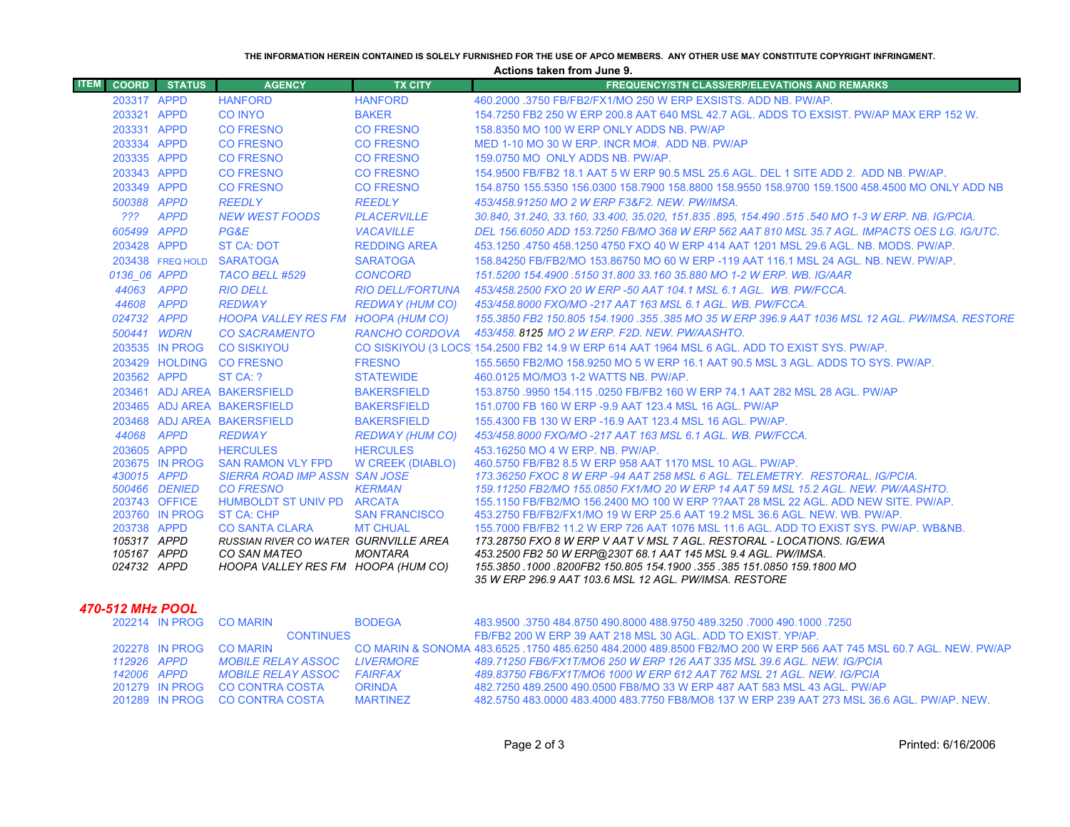THE INFORMATION HEREIN CONTAINED IS SOLELY FURNISHED FOR THE USE OF APCO MEMBERS. ANY OTHER USE MAY CONSTITUTE COPYRIGHT INFRINGMENT.

**Actions taken from June 9.**

| ITEM | COORD | STATUS | AGENCY | TX CITY | FREQUENCY/STN CLASS/ERP/ELEVATIONS AND REMARKS |
|---|---|---|---|---|---|
| | 203317 | APPD | HANFORD | HANFORD | 460.2000 .3750 FB/FB2/FX1/MO 250 W ERP EXSISTS. ADD NB. PW/AP. |
| | 203321 | APPD | CO INYO | BAKER | 154.7250 FB2 250 W ERP 200.8 AAT 640 MSL 42.7 AGL. ADDS TO EXSIST. PW/AP MAX ERP 152 W. |
| | 203331 | APPD | CO FRESNO | CO FRESNO | 158.8350 MO 100 W ERP ONLY ADDS NB. PW/AP |
| | 203334 | APPD | CO FRESNO | CO FRESNO | MED 1-10 MO 30 W ERP. INCR MO#. ADD NB. PW/AP |
| | 203335 | APPD | CO FRESNO | CO FRESNO | 159.0750 MO ONLY ADDS NB. PW/AP. |
| | 203343 | APPD | CO FRESNO | CO FRESNO | 154.9500 FB/FB2 18.1 AAT 5 W ERP 90.5 MSL 25.6 AGL. DEL 1 SITE ADD 2. ADD NB. PW/AP. |
| | 203349 | APPD | CO FRESNO | CO FRESNO | 154.8750 155.5350 156.0300 158.7900 158.8800 158.9550 158.9700 159.1500 458.4500 MO ONLY ADD NB |
| | *500388* | *APPD* | *REEDLY* | *REEDLY* | *453/458.91250 MO 2 W ERP F3&F2. NEW. PW/IMSA.* |
| | *???* | *APPD* | *NEW WEST FOODS* | *PLACERVILLE* | *30.840, 31.240, 33.160, 33.400, 35.020, 151.835 .895, 154.490 .515 .540 MO 1-3 W ERP. NB. IG/PCIA.* |
| | *605499* | *APPD* | *PG&E* | *VACAVILLE* | *DEL 156.6050 ADD 153.7250 FB/MO 368 W ERP 562 AAT 810 MSL 35.7 AGL. IMPACTS OES LG. IG/UTC.* |
| | 203428 | APPD | ST CA: DOT | REDDING AREA | 453.1250 .4750 458.1250 4750 FXO 40 W ERP 414 AAT 1201 MSL 29.6 AGL. NB. MODS. PW/AP. |
| | 203438 | FREQ HOLD | SARATOGA | SARATOGA | 158.84250 FB/FB2/MO 153.86750 MO 60 W ERP -119 AAT 116.1 MSL 24 AGL. NB. NEW. PW/AP. |
| | *0136_06* | *APPD* | *TACO BELL #529* | *CONCORD* | *151.5200 154.4900 .5150 31.800 33.160 35.880 MO 1-2 W ERP. WB. IG/AAR* |
| | *44063* | *APPD* | *RIO DELL* | *RIO DELL/FORTUNA* | *453/458.2500 FXO 20 W ERP -50 AAT 104.1 MSL 6.1 AGL. WB. PW/FCCA.* |
| | *44608* | *APPD* | *REDWAY* | *REDWAY (HUM CO)* | *453/458.8000 FXO/MO -217 AAT 163 MSL 6.1 AGL. WB. PW/FCCA.* |
| | *024732* | *APPD* | *HOOPA VALLEY RES FM* | *HOOPA (HUM CO)* | *155.3850 FB2 150.805 154.1900 .355 .385 MO 35 W ERP 396.9 AAT 1036 MSL 12 AGL. PW/IMSA. RESTORE* |
| | *500441* | *WDRN* | *CO SACRAMENTO* | *RANCHO CORDOVA* | *453/458. 8125 MO 2 W ERP. F2D. NEW. PW/AASHTO.* |
| | 203535 | IN PROG | CO SISKIYOU | CO SISKIYOU (3 LOCS) | 154.2500 FB2 14.9 W ERP 614 AAT 1964 MSL 6 AGL. ADD TO EXIST SYS. PW/AP. |
| | 203429 | HOLDING | CO FRESNO | FRESNO | 155.5650 FB2/MO 158.9250 MO 5 W ERP 16.1 AAT 90.5 MSL 3 AGL. ADDS TO SYS. PW/AP. |
| | 203562 | APPD | ST CA: ? | STATEWIDE | 460.0125 MO/MO3 1-2 WATTS NB. PW/AP. |
| | 203461 | ADJ AREA | BAKERSFIELD | BAKERSFIELD | 153.8750 .9950 154.115 .0250 FB/FB2 160 W ERP 74.1 AAT 282 MSL 28 AGL. PW/AP |
| | 203465 | ADJ AREA | BAKERSFIELD | BAKERSFIELD | 151.0700 FB 160 W ERP -9.9 AAT 123.4 MSL 16 AGL. PW/AP |
| | 203468 | ADJ AREA | BAKERSFIELD | BAKERSFIELD | 155.4300 FB 130 W ERP -16.9 AAT 123.4 MSL 16 AGL. PW/AP. |
| | *44068* | *APPD* | *REDWAY* | *REDWAY (HUM CO)* | *453/458.8000 FXO/MO -217 AAT 163 MSL 6.1 AGL. WB. PW/FCCA.* |
| | 203605 | APPD | HERCULES | HERCULES | 453.16250 MO 4 W ERP. NB. PW/AP. |
| | 203675 | IN PROG | SAN RAMON VLY FPD | W CREEK (DIABLO) | 460.5750 FB/FB2 8.5 W ERP 958 AAT 1170 MSL 10 AGL. PW/AP. |
| | *430015* | *APPD* | *SIERRA ROAD IMP ASSN* | *SAN JOSE* | *173.36250 FXOC 8 W ERP -94 AAT 258 MSL 6 AGL. TELEMETRY. RESTORAL. IG/PCIA.* |
| | *500466* | *DENIED* | *CO FRESNO* | *KERMAN* | *159.11250 FB2/MO 155.0850 FX1/MO 20 W ERP 14 AAT 59 MSL 15.2 AGL. NEW. PW/AASHTO.* |
| | 203743 | OFFICE | HUMBOLDT ST UNIV PD | ARCATA | 155.1150 FB/FB2/MO 156.2400 MO 100 W ERP ??AAT 28 MSL 22 AGL. ADD NEW SITE. PW/AP. |
| | 203760 | IN PROG | ST CA: CHP | SAN FRANCISCO | 453.2750 FB/FB2/FX1/MO 19 W ERP 25.6 AAT 19.2 MSL 36.6 AGL. NEW. WB. PW/AP. |
| | 203738 | APPD | CO SANTA CLARA | MT CHUAL | 155.7000 FB/FB2 11.2 W ERP 726 AAT 1076 MSL 11.6 AGL. ADD TO EXIST SYS. PW/AP. WB&NB. |
| | *105317* | *APPD* | *RUSSIAN RIVER CO WATER* | *GURNVILLE AREA* | *173.28750 FXO 8 W ERP V AAT V MSL 7 AGL. RESTORAL - LOCATIONS. IG/EWA* |
| | *105167* | *APPD* | *CO SAN MATEO* | *MONTARA* | *453.2500 FB2 50 W ERP@230T 68.1 AAT 145 MSL 9.4 AGL. PW/IMSA.* |
| | *024732* | *APPD* | *HOOPA VALLEY RES FM* | *HOOPA (HUM CO)* | *155.3850 .1000 .8200FB2 150.805 154.1900 .355 .385 151.0850 159.1800 MO 35 W ERP 296.9 AAT 103.6 MSL 12 AGL. PW/IMSA. RESTORE* |

## *470-512 MHz POOL*

| ITEM | COORD | STATUS | AGENCY | TX CITY | FREQUENCY/STN CLASS/ERP/ELEVATIONS AND REMARKS |
|---|---|---|---|---|---|
| | 202214 | IN PROG | CO MARIN CONTINUES | BODEGA | 483.9500 .3750 484.8750 490.8000 488.9750 489.3250 .7000 490.1000 .7250 FB/FB2 200 W ERP 39 AAT 218 MSL 30 AGL. ADD TO EXIST. YP/AP. |
| | 202278 | IN PROG | CO MARIN | CO MARIN & SONOMA | 483.6525 .1750 485.6250 484.2000 489.8500 FB2/MO 200 W ERP 566 AAT 745 MSL 60.7 AGL. NEW. PW/AP |
| | *112926* | *APPD* | *MOBILE RELAY ASSOC* | *LIVERMORE* | *489.71250 FB6/FX1T/MO6 250 W ERP 126 AAT 335 MSL 39.6 AGL. NEW. IG/PCIA* |
| | *142006* | *APPD* | *MOBILE RELAY ASSOC* | *FAIRFAX* | *489.83750 FB6/FX1T/MO6 1000 W ERP 612 AAT 762 MSL 21 AGL. NEW. IG/PCIA* |
| | 201279 | IN PROG | CO CONTRA COSTA | ORINDA | 482.7250 489.2500 490.0500 FB8/MO 33 W ERP 487 AAT 583 MSL 43 AGL. PW/AP |
| | 201289 | IN PROG | CO CONTRA COSTA | MARTINEZ | 482.5750 483.0000 483.4000 483.7750 FB8/MO8 137 W ERP 239 AAT 273 MSL 36.6 AGL. PW/AP. NEW. |

Printed: 6/16/2006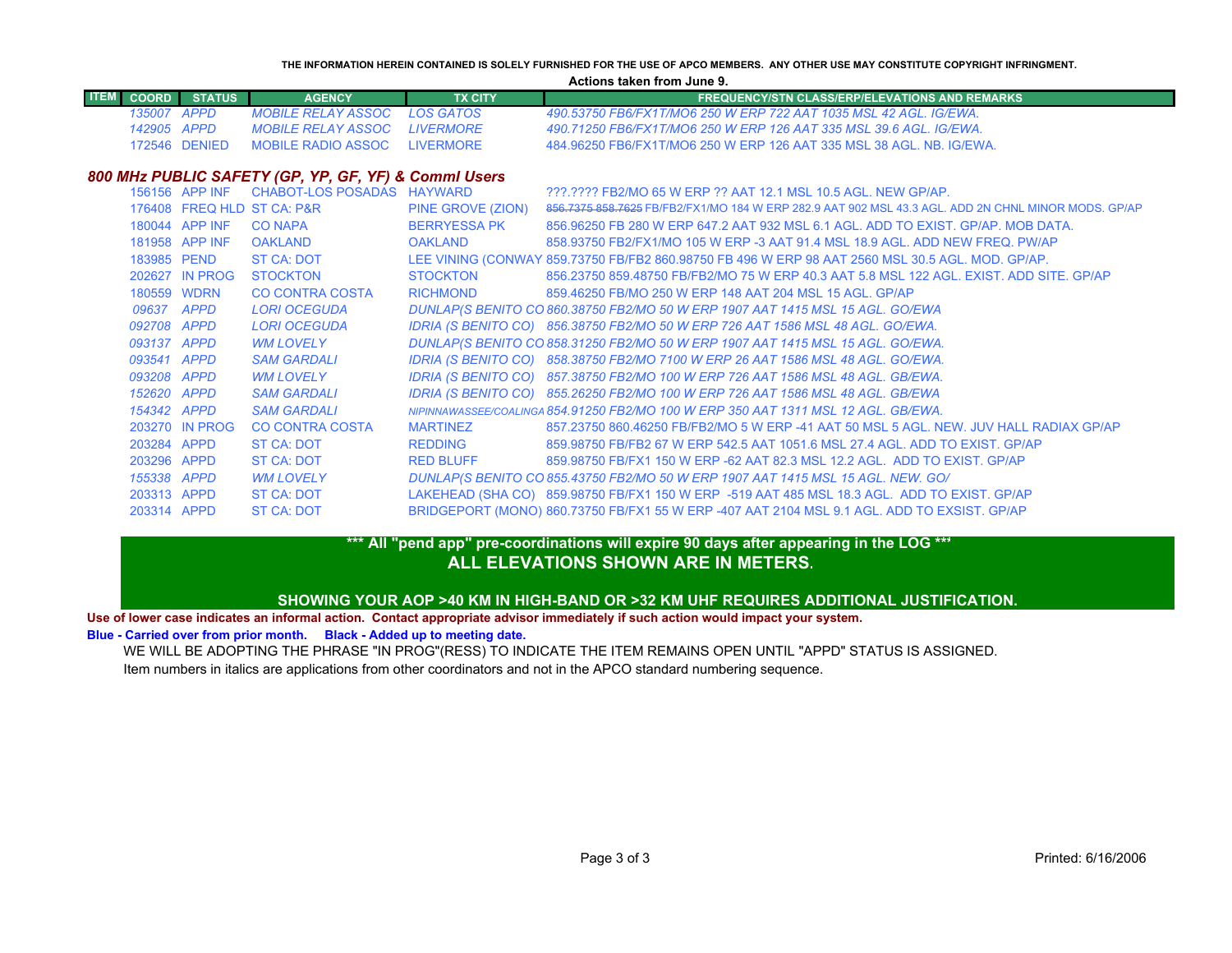THE INFORMATION HEREIN CONTAINED IS SOLELY FURNISHED FOR THE USE OF APCO MEMBERS. ANY OTHER USE MAY CONSTITUTE COPYRIGHT INFRINGMENT.

**Actions taken from June 9.**

| ITEM | COORD | STATUS | AGENCY | TX CITY | FREQUENCY/STN CLASS/ERP/ELEVATIONS AND REMARKS |
|---|---|---|---|---|---|
| | *135007* | *APPD* | *MOBILE RELAY ASSOC* | *LOS GATOS* | *490.53750 FB6/FX1T/MO6 250 W ERP 722 AAT 1035 MSL 42 AGL. IG/EWA.* |
| | *142905* | *APPD* | *MOBILE RELAY ASSOC* | *LIVERMORE* | *490.71250 FB6/FX1T/MO6 250 W ERP 126 AAT 335 MSL 39.6 AGL. IG/EWA.* |
| | 172546 | DENIED | MOBILE RADIO ASSOC | LIVERMORE | 484.96250 FB6/FX1T/MO6 250 W ERP 126 AAT 335 MSL 38 AGL. NB. IG/EWA. |

### *800 MHz PUBLIC SAFETY (GP, YP, GF, YF) & Comml Users*

| ITEM | COORD | STATUS | AGENCY | TX CITY | FREQUENCY/STN CLASS/ERP/ELEVATIONS AND REMARKS |
|---|---|---|---|---|---|
| | 156156 | APP INF | CHABOT-LOS POSADAS | HAYWARD | ???.???? FB2/MO 65 W ERP ?? AAT 12.1 MSL 10.5 AGL. NEW GP/AP. |
| | 176408 | FREQ HLD | ST CA: P&R | PINE GROVE (ZION) | ~~856.7375 858.7625~~ FB/FB2/FX1/MO 184 W ERP 282.9 AAT 902 MSL 43.3 AGL. ADD 2N CHNL MINOR MODS. GP/AP |
| | 180044 | APP INF | CO NAPA | BERRYESSA PK | 856.96250 FB 280 W ERP 647.2 AAT 932 MSL 6.1 AGL. ADD TO EXIST. GP/AP. MOB DATA. |
| | 181958 | APP INF | OAKLAND | OAKLAND | 858.93750 FB2/FX1/MO 105 W ERP -3 AAT 91.4 MSL 18.9 AGL. ADD NEW FREQ. PW/AP |
| | 183985 | PEND | ST CA: DOT | LEE VINING (CONWAY | 859.73750 FB/FB2 860.98750 FB 496 W ERP 98 AAT 2560 MSL 30.5 AGL. MOD. GP/AP. |
| | 202627 | IN PROG | STOCKTON | STOCKTON | 856.23750 859.48750 FB/FB2/MO 75 W ERP 40.3 AAT 5.8 MSL 122 AGL. EXIST. ADD SITE. GP/AP |
| | 180559 | WDRN | CO CONTRA COSTA | RICHMOND | 859.46250 FB/MO 250 W ERP 148 AAT 204 MSL 15 AGL. GP/AP |
| | *09637* | *APPD* | *LORI OCEGUDA* | *DUNLAP(S BENITO CO* | *860.38750 FB2/MO 50 W ERP 1907 AAT 1415 MSL 15 AGL. GO/EWA* |
| | *092708* | *APPD* | *LORI OCEGUDA* | *IDRIA (S BENITO CO)* | *856.38750 FB2/MO 50 W ERP 726 AAT 1586 MSL 48 AGL. GO/EWA.* |
| | *093137* | *APPD* | *WM LOVELY* | *DUNLAP(S BENITO CO* | *858.31250 FB2/MO 50 W ERP 1907 AAT 1415 MSL 15 AGL. GO/EWA.* |
| | *093541* | *APPD* | *SAM GARDALI* | *IDRIA (S BENITO CO)* | *858.38750 FB2/MO 7100 W ERP 26 AAT 1586 MSL 48 AGL. GO/EWA.* |
| | *093208* | *APPD* | *WM LOVELY* | *IDRIA (S BENITO CO)* | *857.38750 FB2/MO 100 W ERP 726 AAT 1586 MSL 48 AGL. GB/EWA.* |
| | *152620* | *APPD* | *SAM GARDALI* | *IDRIA (S BENITO CO)* | *855.26250 FB2/MO 100 W ERP 726 AAT 1586 MSL 48 AGL. GB/EWA* |
| | *154342* | *APPD* | *SAM GARDALI* | *NIPINNAWASSEE/COALINGA* | *854.91250 FB2/MO 100 W ERP 350 AAT 1311 MSL 12 AGL. GB/EWA.* |
| | 203270 | IN PROG | CO CONTRA COSTA | MARTINEZ | 857.23750 860.46250 FB/FB2/MO 5 W ERP -41 AAT 50 MSL 5 AGL. NEW. JUV HALL RADIAX GP/AP |
| | 203284 | APPD | ST CA: DOT | REDDING | 859.98750 FB/FB2 67 W ERP 542.5 AAT 1051.6 MSL 27.4 AGL. ADD TO EXIST. GP/AP |
| | 203296 | APPD | ST CA: DOT | RED BLUFF | 859.98750 FB/FX1 150 W ERP -62 AAT 82.3 MSL 12.2 AGL. ADD TO EXIST. GP/AP |
| | *155338* | *APPD* | *WM LOVELY* | *DUNLAP(S BENITO CO* | *855.43750 FB2/MO 50 W ERP 1907 AAT 1415 MSL 15 AGL. NEW. GO/* |
| | 203313 | APPD | ST CA: DOT | LAKEHEAD (SHA CO) | 859.98750 FB/FX1 150 W ERP -519 AAT 485 MSL 18.3 AGL. ADD TO EXIST. GP/AP |
| | 203314 | APPD | ST CA: DOT | BRIDGEPORT (MONO) | 860.73750 FB/FX1 55 W ERP -407 AAT 2104 MSL 9.1 AGL. ADD TO EXSIST. GP/AP |

**\*\*\* All "pend app" pre-coordinations will expire 90 days after appearing in the LOG \*\*\***

**ALL ELEVATIONS SHOWN ARE IN METERS.**

**SHOWING YOUR AOP >40 KM IN HIGH-BAND OR >32 KM UHF REQUIRES ADDITIONAL JUSTIFICATION.**

**Use of lower case indicates an informal action. Contact appropriate advisor immediately if such action would impact your system.**

**Blue - Carried over from prior month. Black - Added up to meeting date.**

WE WILL BE ADOPTING THE PHRASE "IN PROG"(RESS) TO INDICATE THE ITEM REMAINS OPEN UNTIL "APPD" STATUS IS ASSIGNED.

Item numbers in italics are applications from other coordinators and not in the APCO standard numbering sequence.

Printed: 6/16/2006